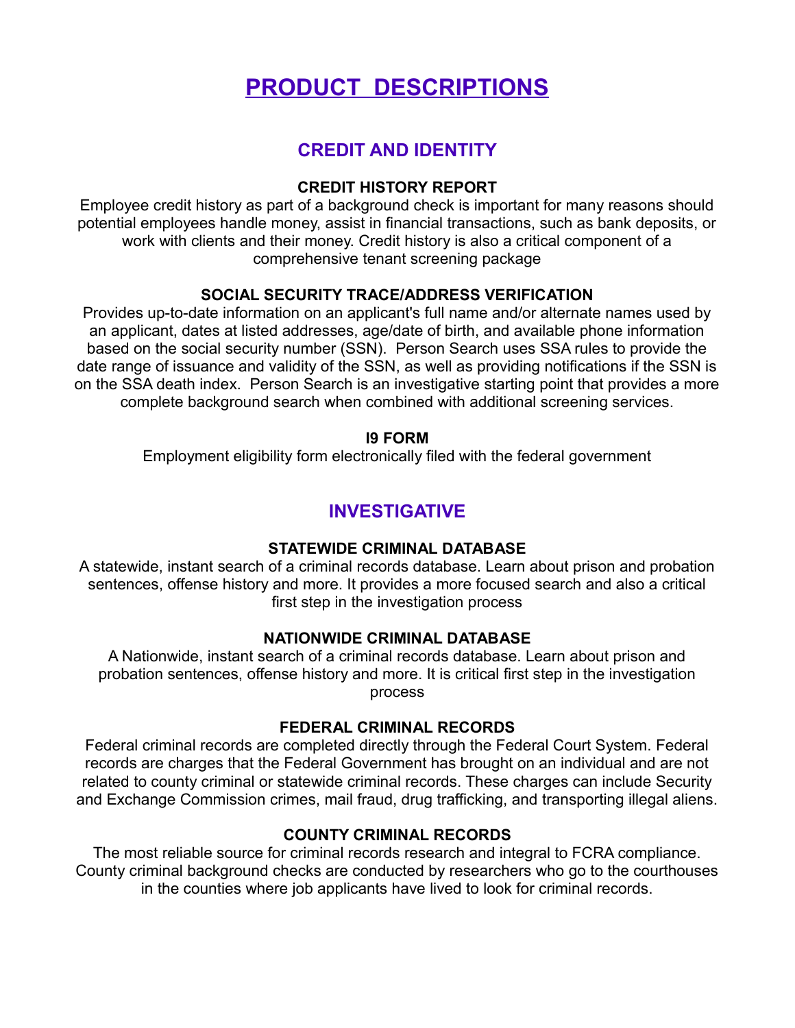# PRODUCT DESCRIPTIONS

## CREDIT AND IDENTITY

### CREDIT HISTORY REPORT

Employee credit history as part of a background check is important for many reasons should potential employees handle money, assist in financial transactions, such as bank deposits, or work with clients and their money. Credit history is also a critical component of a comprehensive tenant screening package

### SOCIAL SECURITY TRACE/ADDRESS VERIFICATION

Provides up-to-date information on an applicant's full name and/or alternate names used by an applicant, dates at listed addresses, age/date of birth, and available phone information based on the social security number (SSN). Person Search uses SSA rules to provide the date range of issuance and validity of the SSN, as well as providing notifications if the SSN is on the SSA death index. Person Search is an investigative starting point that provides a more complete background search when combined with additional screening services.

### I9 FORM

Employment eligibility form electronically filed with the federal government

## INVESTIGATIVE

### STATEWIDE CRIMINAL DATABASE

A statewide, instant search of a criminal records database. Learn about prison and probation sentences, offense history and more. It provides a more focused search and also a critical first step in the investigation process

### NATIONWIDE CRIMINAL DATABASE

A Nationwide, instant search of a criminal records database. Learn about prison and probation sentences, offense history and more. It is critical first step in the investigation process

### FEDERAL CRIMINAL RECORDS

Federal criminal records are completed directly through the Federal Court System. Federal records are charges that the Federal Government has brought on an individual and are not related to county criminal or statewide criminal records. These charges can include Security and Exchange Commission crimes, mail fraud, drug trafficking, and transporting illegal aliens.

### COUNTY CRIMINAL RECORDS

The most reliable source for criminal records research and integral to FCRA compliance. County criminal background checks are conducted by researchers who go to the courthouses in the counties where job applicants have lived to look for criminal records.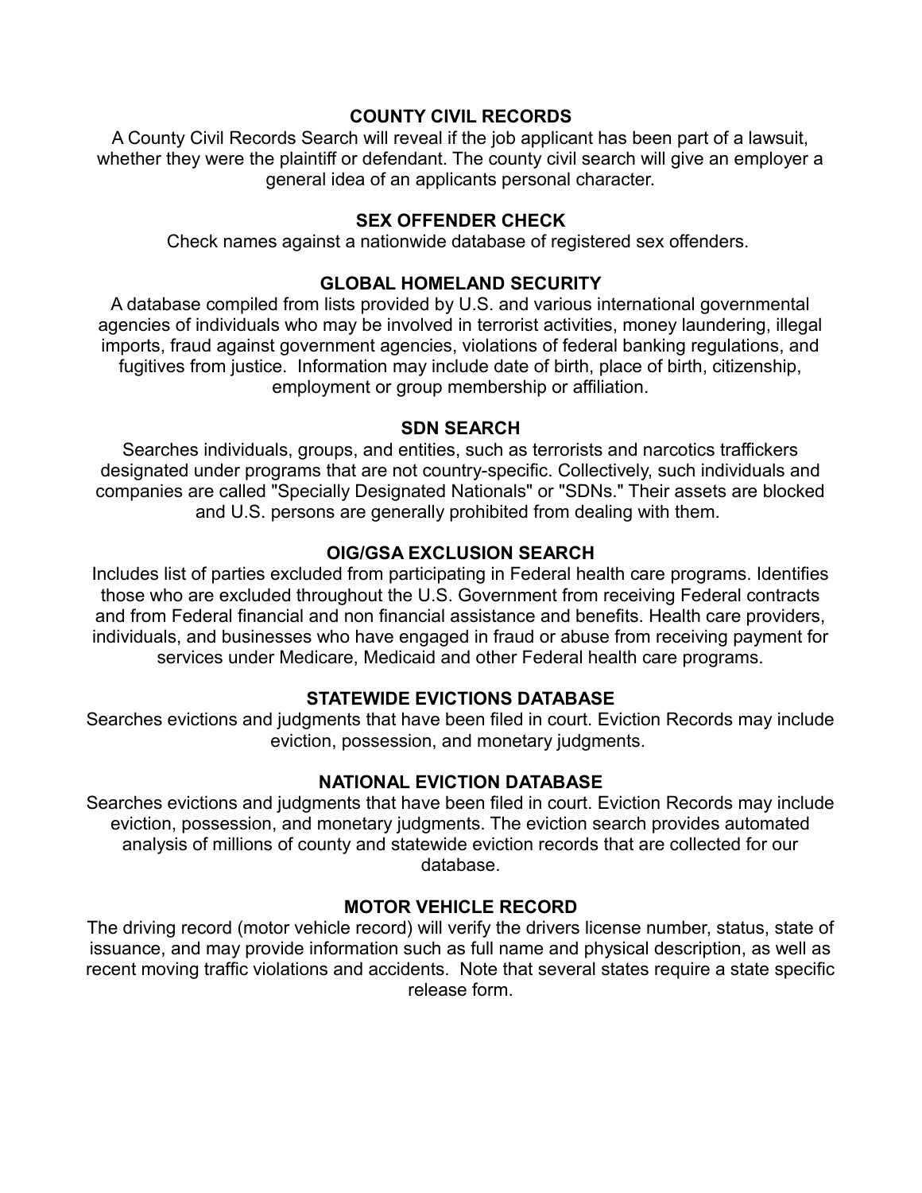## COUNTY CIVIL RECORDS

A County Civil Records Search will reveal if the job applicant has been part of a lawsuit, whether they were the plaintiff or defendant. The county civil search will give an employer a general idea of an applicants personal character.

## SEX OFFENDER CHECK

Check names against a nationwide database of registered sex offenders.

## GLOBAL HOMELAND SECURITY

A database compiled from lists provided by U.S. and various international governmental agencies of individuals who may be involved in terrorist activities, money laundering, illegal imports, fraud against government agencies, violations of federal banking regulations, and fugitives from justice. Information may include date of birth, place of birth, citizenship, employment or group membership or affiliation.

## SDN SEARCH

Searches individuals, groups, and entities, such as terrorists and narcotics traffickers designated under programs that are not country-specific. Collectively, such individuals and companies are called "Specially Designated Nationals" or "SDNs." Their assets are blocked and U.S. persons are generally prohibited from dealing with them.

## OIG/GSA EXCLUSION SEARCH

Includes list of parties excluded from participating in Federal health care programs. Identifies those who are excluded throughout the U.S. Government from receiving Federal contracts and from Federal financial and non financial assistance and benefits. Health care providers, individuals, and businesses who have engaged in fraud or abuse from receiving payment for services under Medicare, Medicaid and other Federal health care programs.

## STATEWIDE EVICTIONS DATABASE

Searches evictions and judgments that have been filed in court. Eviction Records may include eviction, possession, and monetary judgments.

## NATIONAL EVICTION DATABASE

Searches evictions and judgments that have been filed in court. Eviction Records may include eviction, possession, and monetary judgments. The eviction search provides automated analysis of millions of county and statewide eviction records that are collected for our database.

## MOTOR VEHICLE RECORD

The driving record (motor vehicle record) will verify the drivers license number, status, state of issuance, and may provide information such as full name and physical description, as well as recent moving traffic violations and accidents. Note that several states require a state specific release form.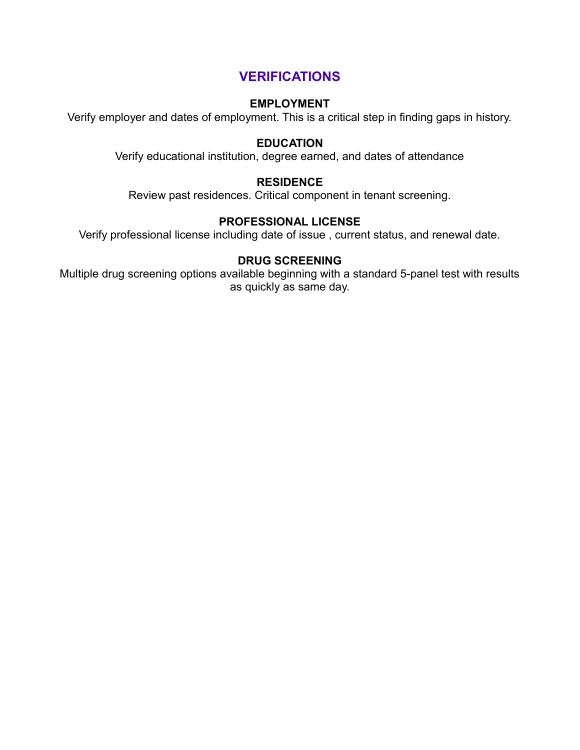# VERIFICATIONS

## EMPLOYMENT

Verify employer and dates of employment. This is a critical step in finding gaps in history.

## EDUCATION

Verify educational institution, degree earned, and dates of attendance

## RESIDENCE

Review past residences. Critical component in tenant screening.

## PROFESSIONAL LICENSE

Verify professional license including date of issue , current status, and renewal date.

## DRUG SCREENING

Multiple drug screening options available beginning with a standard 5-panel test with results as quickly as same day.